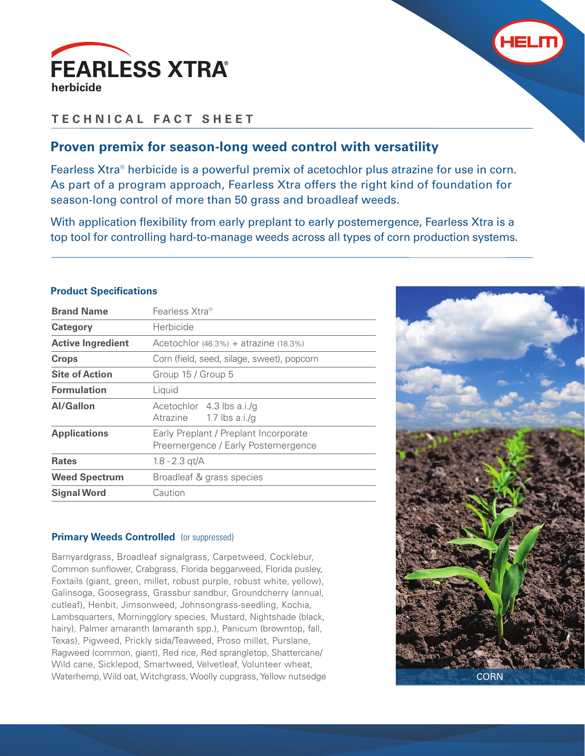# FEARLESS XTRA®

**herbicide**

## TECHNICAL FACT SHEET

### Proven premix for season-long weed control with versatility

Fearless Xtra® herbicide is a powerful premix of acetochlor plus atrazine for use in corn. As part of a program approach, Fearless Xtra offers the right kind of foundation for season-long control of more than 50 grass and broadleaf weeds.

With application flexibility from early preplant to early postemergence, Fearless Xtra is a top tool for controlling hard-to-manage weeds across all types of corn production systems.

#### Product Specifications

| | |
|---|---|
| **Brand Name** | Fearless Xtra® |
| **Category** | Herbicide |
| **Active Ingredient** | Acetochlor (46.3%) + atrazine (18.3%) |
| **Crops** | Corn (field, seed, silage, sweet), popcorn |
| **Site of Action** | Group 15 / Group 5 |
| **Formulation** | Liquid |
| **AI/Gallon** | Acetochlor 4.3 lbs a.i./g<br>Atrazine 1.7 lbs a.i./g |
| **Applications** | Early Preplant / Preplant Incorporate<br>Preemergence / Early Postemergence |
| **Rates** | 1.8 - 2.3 qt/A |
| **Weed Spectrum** | Broadleaf & grass species |
| **Signal Word** | Caution |

#### Primary Weeds Controlled (or suppressed)

Barnyardgrass, Broadleaf signalgrass, Carpetweed, Cocklebur, Common sunflower, Crabgrass, Florida beggarweed, Florida pusley, Foxtails (giant, green, millet, robust purple, robust white, yellow), Galinsoga, Goosegrass, Grassbur sandbur, Groundcherry (annual, cutleaf), Henbit, Jimsonweed, Johnsongrass-seedling, Kochia, Lambsquarters, Morningglory species, Mustard, Nightshade (black, hairy), Palmer amaranth (amaranth spp.), Panicum (browntop, fall, Texas), Pigweed, Prickly sida/Teaweed, Proso millet, Purslane, Ragweed (common, giant), Red rice, Red sprangletop, Shattercane/Wild cane, Sicklepod, Smartweed, Velvetleaf, Volunteer wheat, Waterhemp, Wild oat, Witchgrass, Woolly cupgrass, Yellow nutsedge

CORN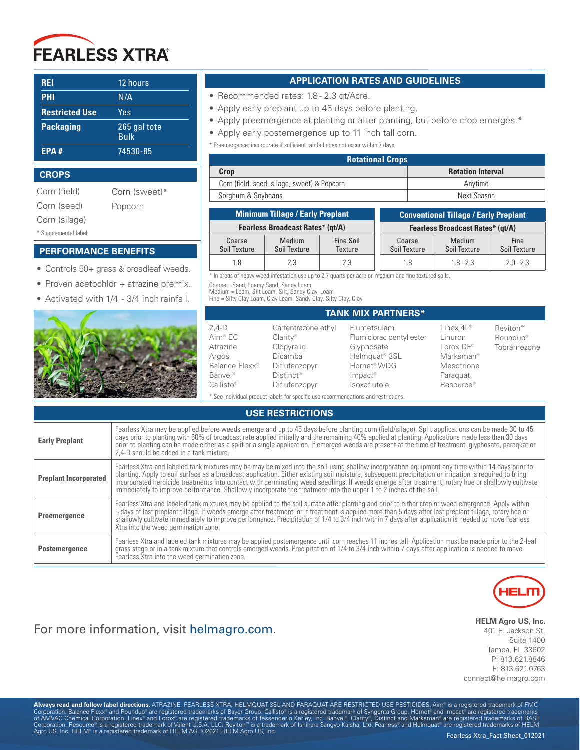# FEARLESS XTRA®

| | |
|---|---|
| **REI** | 12 hours |
| **PHI** | N/A |
| **Restricted Use** | Yes |
| **Packaging** | 265 gal tote Bulk |
| **EPA #** | 74530-85 |

## CROPS

Corn (field)
Corn (seed)
Corn (silage)
Corn (sweet)*
Popcorn

* Supplemental label

## PERFORMANCE BENEFITS

- Controls 50+ grass & broadleaf weeds.
- Proven acetochlor + atrazine premix.
- Activated with 1/4 - 3/4 inch rainfall.

## APPLICATION RATES AND GUIDELINES

- Recommended rates: 1.8 - 2.3 qt/Acre.
- Apply early preplant up to 45 days before planting.
- Apply preemergence at planting or after planting, but before crop emerges.*
- Apply early postemergence up to 11 inch tall corn.

* Preemergence: incorporate if sufficient rainfall does not occur within 7 days.

| Rotational Crops | |
|---|---|
| **Crop** | **Rotation Interval** |
| Corn (field, seed, silage, sweet) & Popcorn | Anytime |
| Sorghum & Soybeans | Next Season |

| Minimum Tillage / Early Preplant | | |
|---|---|---|
| Fearless Broadcast Rates* (qt/A) | | |
| Coarse Soil Texture | Medium Soil Texture | Fine Soil Texture |
| 1.8 | 2.3 | 2.3 |

| Conventional Tillage / Early Preplant | | |
|---|---|---|
| Fearless Broadcast Rates* (qt/A) | | |
| Coarse Soil Texture | Medium Soil Texture | Fine Soil Texture |
| 1.8 | 1.8 - 2.3 | 2.0 - 2.3 |

* In areas of heavy weed infestation use up to 2.7 quarts per acre on medium and fine textured soils.

Coarse = Sand, Loamy Sand, Sandy Loam
Medium = Loam, Silt Loam, Silt, Sandy Clay, Loam
Fine = Silty Clay Loam, Clay Loam, Sandy Clay, Silty Clay, Clay

## TANK MIX PARTNERS*

2,4-D
Aim® EC
Atrazine
Argos
Balance Flexx®
Banvel®
Callisto®
Carfentrazone ethyl
Clarity®
Clopyralid
Dicamba
Diflufenzopyr
Distinct®
Diflufenzopyr
Flumetsulam
Flumiclorac pentyl ester
Glyphosate
Helmquat® 3SL
Hornet® WDG
Impact®
Isoxaflutole
Linex 4L®
Linuron
Lorox DF®
Marksman®
Mesotrione
Paraquat
Resource®
Reviton™
Roundup®
Topramezone

* See individual product labels for specific use recommendations and restrictions.

## USE RESTRICTIONS

| | |
|---|---|
| **Early Preplant** | Fearless Xtra may be applied before weeds emerge and up to 45 days before planting corn (field/silage). Split applications can be made 30 to 45 days prior to planting with 60% of broadcast rate applied initially and the remaining 40% applied at planting. Applications made less than 30 days prior to planting can be made either as a split or a single application. If emerged weeds are present at the time of treatment, glyphosate, paraquat or 2,4-D should be added in a tank mixture. |
| **Preplant Incorporated** | Fearless Xtra and labeled tank mixtures may be may be mixed into the soil using shallow incorporation equipment any time within 14 days prior to planting. Apply to soil surface as a broadcast application. Either existing soil moisture, subsequent precipitation or irrigation is required to bring incorporated herbicide treatments into contact with germinating weed seedlings. If weeds emerge after treatment, rotary hoe or shallowly cultivate immediately to improve performance. Shallowly incorporate the treatment into the upper 1 to 2 inches of the soil. |
| **Preemergence** | Fearless Xtra and labeled tank mixtures may be applied to the soil surface after planting and prior to either crop or weed emergence. Apply within 5 days of last preplant tillage. If weeds emerge after treatment, or if treatment is applied more than 5 days after last preplant tillage, rotary hoe or shallowly cultivate immediately to improve performance. Precipitation of 1/4 to 3/4 inch within 7 days after application is needed to move Fearless Xtra into the weed germination zone. |
| **Postemergence** | Fearless Xtra and labeled tank mixtures may be applied postemergence until corn reaches 11 inches tall. Application must be made prior to the 2-leaf grass stage or in a tank mixture that controls emerged weeds. Precipitation of 1/4 to 3/4 inch within 7 days after application is needed to move Fearless Xtra into the weed germination zone. |

For more information, visit helmagro.com.

**HELM Agro US, Inc.**
401 E. Jackson St.
Suite 1400
Tampa, FL 33602
P: 813.621.8846
F: 813.621.0763
connect@helmagro.com

**Always read and follow label directions.** ATRAZINE, FEARLESS XTRA, HELMQUAT 3SL AND PARAQUAT ARE RESTRICTED USE PESTICIDES. Aim® is a registered trademark of FMC Corporation. Balance Flexx® and Roundup® are registered trademarks of Bayer Group. Callisto® is a registered trademark of Syngenta Group. Hornet® and Impact® are registered trademarks of AMVAC Chemical Corporation. Linex® and Lorox® are registered trademarks of Tessenderlo Kerley, Inc. Banvel®, Clarity®, Distinct and Marksman® are registered trademarks of BASF Corporation. Resource® is a registered trademark of Valent U.S.A. LLC. Reviton™ is a trademark of Ishihara Sangyo Kaisha, Ltd. Fearless® and Helmquat® are registered trademarks of HELM Agro US, Inc. HELM® is a registered trademark of HELM AG. ©2021 HELM Agro US, Inc.

Fearless Xtra_Fact Sheet_012021